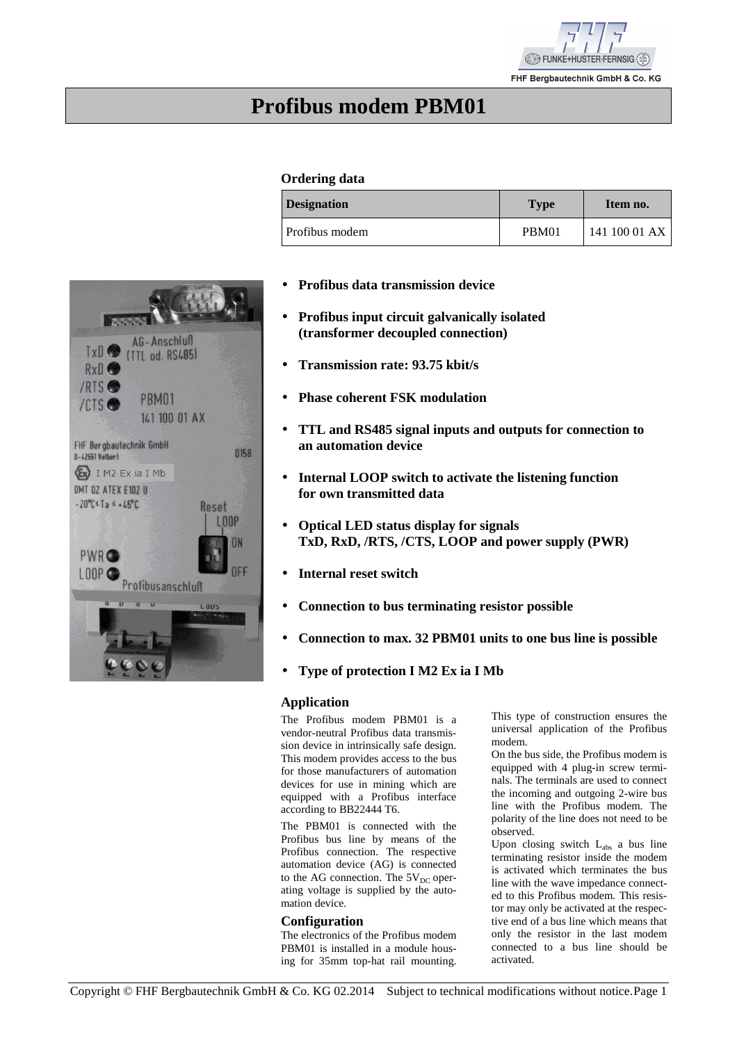# Profibus modem PBM01

### Ordering data

| Designation | Type | Item no. |
|---|---|---|
| Profibus modem | PBM01 | 141 100 01 AX |

- **Profibus data transmission device**
- **Profibus input circuit galvanically isolated (transformer decoupled connection)**
- **Transmission rate: 93.75 kbit/s**
- **Phase coherent FSK modulation**
- **TTL and RS485 signal inputs and outputs for connection to an automation device**
- **Internal LOOP switch to activate the listening function for own transmitted data**
- **Optical LED status display for signals TxD, RxD, /RTS, /CTS, LOOP and power supply (PWR)**
- **Internal reset switch**
- **Connection to bus terminating resistor possible**
- **Connection to max. 32 PBM01 units to one bus line is possible**
- **Type of protection I M2 Ex ia I Mb**

## Application

The Profibus modem PBM01 is a vendor-neutral Profibus data transmission device in intrinsically safe design. This modem provides access to the bus for those manufacturers of automation devices for use in mining which are equipped with a Profibus interface according to BB22444 T6.

The PBM01 is connected with the Profibus bus line by means of the Profibus connection. The respective automation device (AG) is connected to the AG connection. The $5V_{DC}$ operating voltage is supplied by the automation device.

## Configuration

The electronics of the Profibus modem PBM01 is installed in a module housing for 35mm top-hat rail mounting. This type of construction ensures the universal application of the Profibus modem.

On the bus side, the Profibus modem is equipped with 4 plug-in screw terminals. The terminals are used to connect the incoming and outgoing 2-wire bus line with the Profibus modem. The polarity of the line does not need to be observed.

Upon closing switch $L_{abs}$ a bus line terminating resistor inside the modem is activated which terminates the bus line with the wave impedance connected to this Profibus modem. This resistor may only be activated at the respective end of a bus line which means that only the resistor in the last modem connected to a bus line should be activated.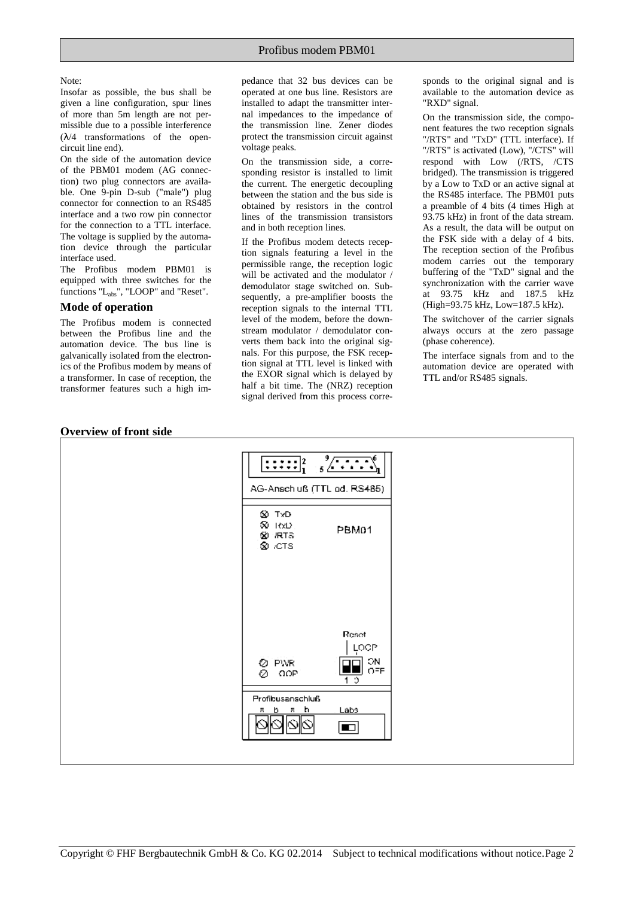Note:

Insofar as possible, the bus shall be given a line configuration, spur lines of more than 5m length are not permissible due to a possible interference ($\lambda/4$ transformations of the open-circuit line end).

On the side of the automation device of the PBM01 modem (AG connection) two plug connectors are available. One 9-pin D-sub ("male") plug connector for connection to an RS485 interface and a two row pin connector for the connection to a TTL interface. The voltage is supplied by the automation device through the particular interface used.

The Profibus modem PBM01 is equipped with three switches for the functions "$L_{abs}$", "LOOP" and "Reset".

### Mode of operation

The Profibus modem is connected between the Profibus line and the automation device. The bus line is galvanically isolated from the electronics of the Profibus modem by means of a transformer. In case of reception, the transformer features such a high impedance that 32 bus devices can be operated at one bus line. Resistors are installed to adapt the transmitter internal impedances to the impedance of the transmission line. Zener diodes protect the transmission circuit against voltage peaks.

On the transmission side, a corresponding resistor is installed to limit the current. The energetic decoupling between the station and the bus side is obtained by resistors in the control lines of the transmission transistors and in both reception lines.

If the Profibus modem detects reception signals featuring a level in the permissible range, the reception logic will be activated and the modulator / demodulator stage switched on. Subsequently, a pre-amplifier boosts the reception signals to the internal TTL level of the modem, before the downstream modulator / demodulator converts them back into the original signals. For this purpose, the FSK reception signal at TTL level is linked with the EXOR signal which is delayed by half a bit time. The (NRZ) reception signal derived from this process corresponds to the original signal and is available to the automation device as "RXD" signal.

On the transmission side, the component features the two reception signals "/RTS" and "TxD" (TTL interface). If "/RTS" is activated (Low), "/CTS" will respond with Low (/RTS, /CTS bridged). The transmission is triggered by a Low to TxD or an active signal at the RS485 interface. The PBM01 puts a preamble of 4 bits (4 times High at 93.75 kHz) in front of the data stream. As a result, the data will be output on the FSK side with a delay of 4 bits. The reception section of the Profibus modem carries out the temporary buffering of the "TxD" signal and the synchronization with the carrier wave at 93.75 kHz and 187.5 kHz (High=93.75 kHz, Low=187.5 kHz).

The switchover of the carrier signals always occurs at the zero passage (phase coherence).

The interface signals from and to the automation device are operated with TTL and/or RS485 signals.

### Overview of front side

AG-Anschluß (TTL od. RS485)

TxD
RxD
/RTS
/CTS

PBM01

Reset
LOOP
ON
OFF
1 2

PWR
OOP

Profibusanschluß
a b a b
Labs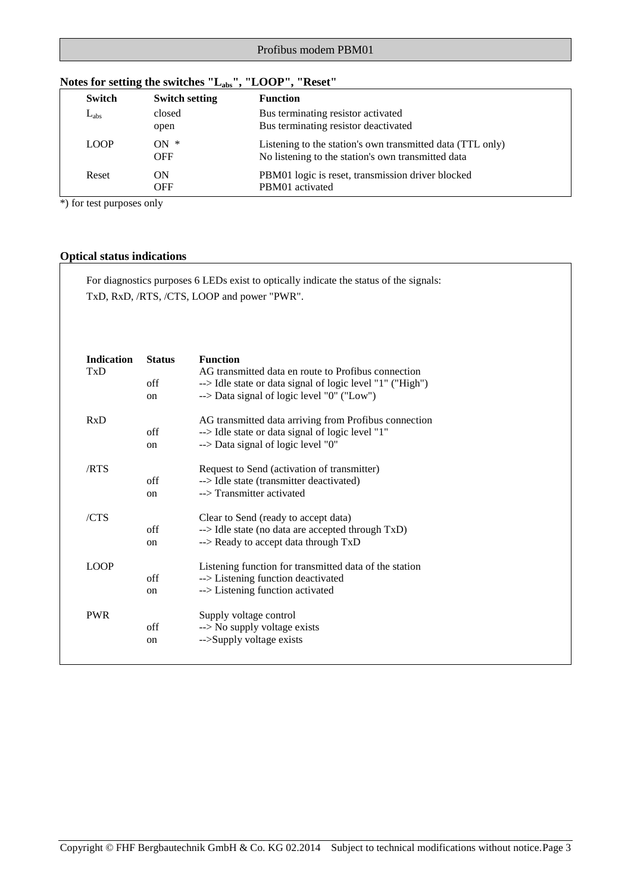### Notes for setting the switches "$L_{abs}$", "LOOP", "Reset"

| Switch | Switch setting | Function |
|---|---|---|
| $L_{abs}$ | closed | Bus terminating resistor activated |
| | open | Bus terminating resistor deactivated |
| LOOP | ON * | Listening to the station's own transmitted data (TTL only) |
| | OFF | No listening to the station's own transmitted data |
| Reset | ON | PBM01 logic is reset, transmission driver blocked |
| | OFF | PBM01 activated |

*) for test purposes only

### Optical status indications

For diagnostics purposes 6 LEDs exist to optically indicate the status of the signals: TxD, RxD, /RTS, /CTS, LOOP and power "PWR".

| Indication | Status | Function |
|---|---|---|
| TxD | | AG transmitted data en route to Profibus connection |
| | off | --> Idle state or data signal of logic level "1" ("High") |
| | on | --> Data signal of logic level "0" ("Low") |
| RxD | | AG transmitted data arriving from Profibus connection |
| | off | --> Idle state or data signal of logic level "1" |
| | on | --> Data signal of logic level "0" |
| /RTS | | Request to Send (activation of transmitter) |
| | off | --> Idle state (transmitter deactivated) |
| | on | --> Transmitter activated |
| /CTS | | Clear to Send (ready to accept data) |
| | off | --> Idle state (no data are accepted through TxD) |
| | on | --> Ready to accept data through TxD |
| LOOP | | Listening function for transmitted data of the station |
| | off | --> Listening function deactivated |
| | on | --> Listening function activated |
| PWR | | Supply voltage control |
| | off | --> No supply voltage exists |
| | on | -->Supply voltage exists |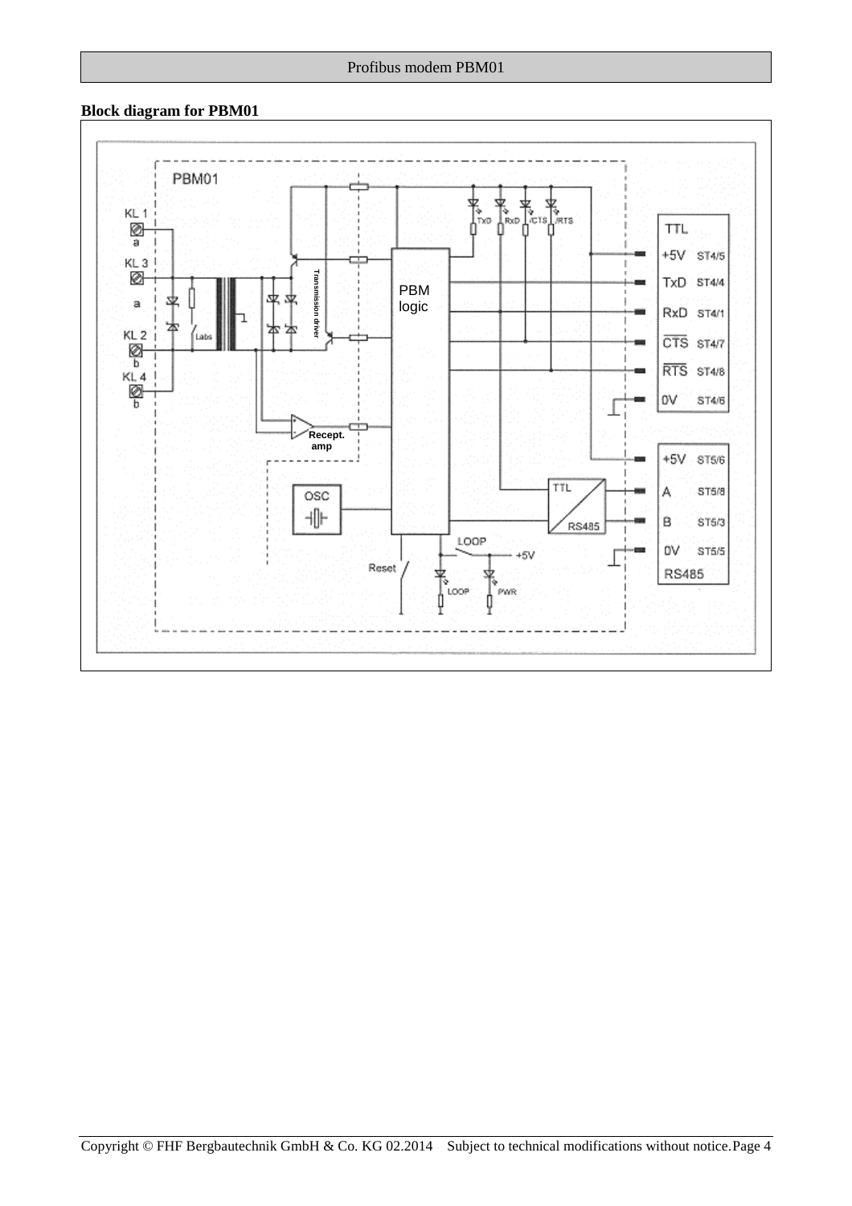**Block diagram for PBM01**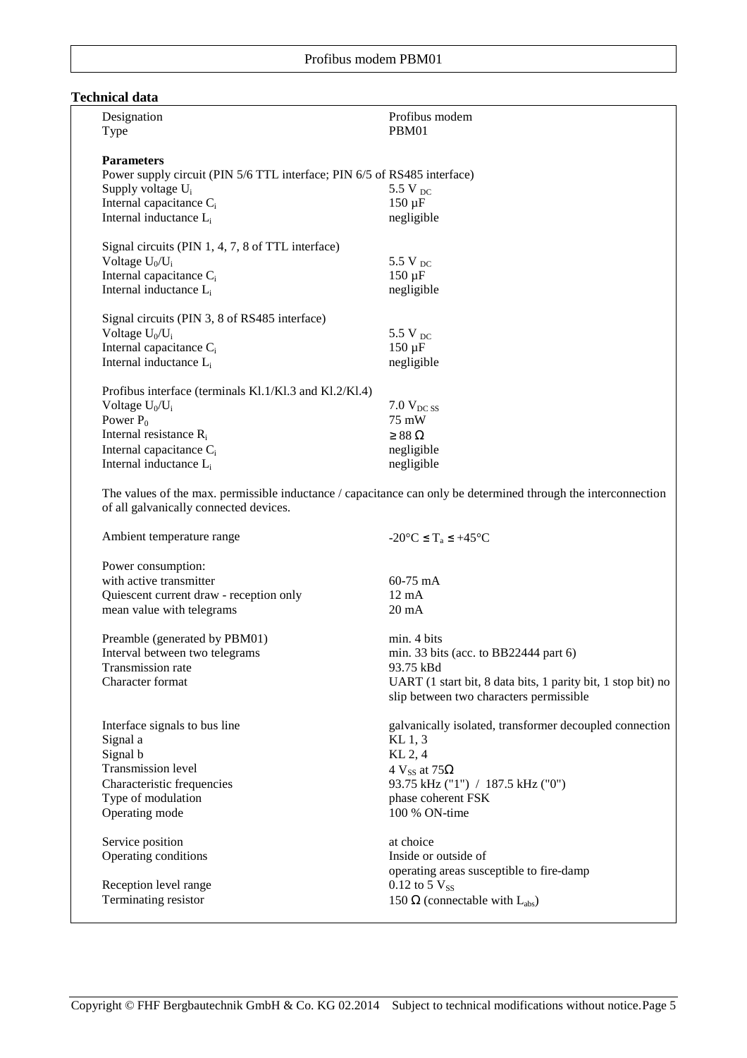## Technical data

| | |
|---|---|
| Designation | Profibus modem |
| Type | PBM01 |
| **Parameters** | |
| Power supply circuit (PIN 5/6 TTL interface; PIN 6/5 of RS485 interface) | |
| Supply voltage $U_i$ | 5.5 $V_{DC}$ |
| Internal capacitance $C_i$ | 150 µF |
| Internal inductance $L_i$ | negligible |
| Signal circuits (PIN 1, 4, 7, 8 of TTL interface) | |
| Voltage $U_0/U_i$ | 5.5 $V_{DC}$ |
| Internal capacitance $C_i$ | 150 µF |
| Internal inductance $L_i$ | negligible |
| Signal circuits (PIN 3, 8 of RS485 interface) | |
| Voltage $U_0/U_i$ | 5.5 $V_{DC}$ |
| Internal capacitance $C_i$ | 150 µF |
| Internal inductance $L_i$ | negligible |
| Profibus interface (terminals Kl.1/Kl.3 and Kl.2/Kl.4) | |
| Voltage $U_0/U_i$ | 7.0 $V_{DC\ SS}$ |
| Power $P_0$ | 75 mW |
| Internal resistance $R_i$ | ≥ 88 Ω |
| Internal capacitance $C_i$ | negligible |
| Internal inductance $L_i$ | negligible |

The values of the max. permissible inductance / capacitance can only be determined through the interconnection of all galvanically connected devices.

| | |
|---|---|
| Ambient temperature range | -20°C ≤ $T_a$ ≤ +45°C |
| Power consumption: | |
| with active transmitter | 60-75 mA |
| Quiescent current draw - reception only | 12 mA |
| mean value with telegrams | 20 mA |
| Preamble (generated by PBM01) | min. 4 bits |
| Interval between two telegrams | min. 33 bits (acc. to BB22444 part 6) |
| Transmission rate | 93.75 kBd |
| Character format | UART (1 start bit, 8 data bits, 1 parity bit, 1 stop bit) no slip between two characters permissible |
| Interface signals to bus line | galvanically isolated, transformer decoupled connection |
| Signal a | KL 1, 3 |
| Signal b | KL 2, 4 |
| Transmission level | 4 $V_{SS}$ at 75Ω |
| Characteristic frequencies | 93.75 kHz ("1") / 187.5 kHz ("0") |
| Type of modulation | phase coherent FSK |
| Operating mode | 100 % ON-time |
| Service position | at choice |
| Operating conditions | Inside or outside of operating areas susceptible to fire-damp |
| Reception level range | 0.12 to 5 $V_{SS}$ |
| Terminating resistor | 150 Ω (connectable with $L_{abs}$) |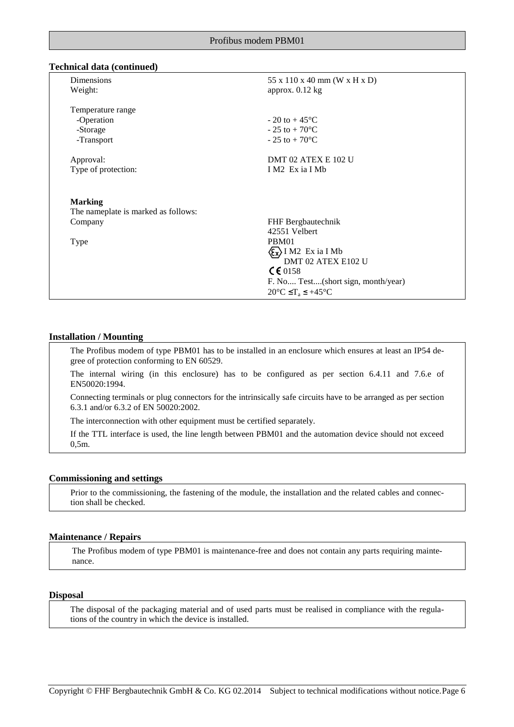## Technical data (continued)

| | |
|---|---|
| Dimensions | 55 x 110 x 40 mm (W x H x D) |
| Weight: | approx. 0.12 kg |
| Temperature range | |
| -Operation | - 20 to + 45°C |
| -Storage | - 25 to + 70°C |
| -Transport | - 25 to + 70°C |
| Approval: | DMT 02 ATEX E 102 U |
| Type of protection: | I M2 Ex ia I Mb |
| **Marking** | |
| The nameplate is marked as follows: | |
| Company | FHF Bergbautechnik<br>42551 Velbert |
| Type | PBM01<br>Ex I M2 Ex ia I Mb<br>DMT 02 ATEX E102 U<br>CE 0158<br>F. No.... Test....(short sign, month/year)<br>20°C ≤ $T_a$ ≤ +45°C |

## Installation / Mounting

The Profibus modem of type PBM01 has to be installed in an enclosure which ensures at least an IP54 degree of protection conforming to EN 60529.

The internal wiring (in this enclosure) has to be configured as per section 6.4.11 and 7.6.e of EN50020:1994.

Connecting terminals or plug connectors for the intrinsically safe circuits have to be arranged as per section 6.3.1 and/or 6.3.2 of EN 50020:2002.

The interconnection with other equipment must be certified separately.

If the TTL interface is used, the line length between PBM01 and the automation device should not exceed 0,5m.

## Commissioning and settings

Prior to the commissioning, the fastening of the module, the installation and the related cables and connection shall be checked.

## Maintenance / Repairs

The Profibus modem of type PBM01 is maintenance-free and does not contain any parts requiring maintenance.

## Disposal

The disposal of the packaging material and of used parts must be realised in compliance with the regulations of the country in which the device is installed.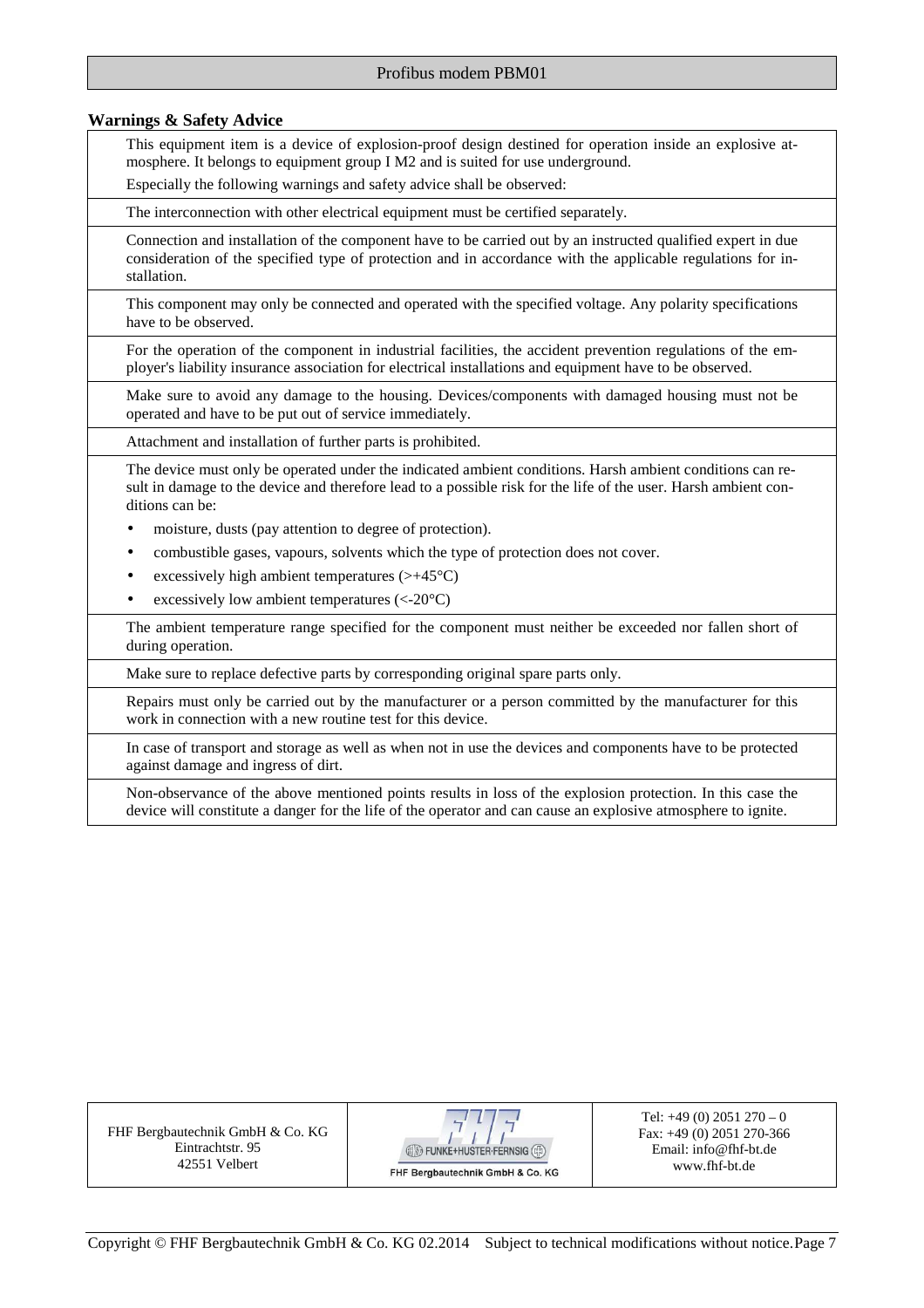## Warnings & Safety Advice

This equipment item is a device of explosion-proof design destined for operation inside an explosive atmosphere. It belongs to equipment group I M2 and is suited for use underground.

Especially the following warnings and safety advice shall be observed:

The interconnection with other electrical equipment must be certified separately.

Connection and installation of the component have to be carried out by an instructed qualified expert in due consideration of the specified type of protection and in accordance with the applicable regulations for installation.

This component may only be connected and operated with the specified voltage. Any polarity specifications have to be observed.

For the operation of the component in industrial facilities, the accident prevention regulations of the employer's liability insurance association for electrical installations and equipment have to be observed.

Make sure to avoid any damage to the housing. Devices/components with damaged housing must not be operated and have to be put out of service immediately.

Attachment and installation of further parts is prohibited.

The device must only be operated under the indicated ambient conditions. Harsh ambient conditions can result in damage to the device and therefore lead to a possible risk for the life of the user. Harsh ambient conditions can be:

- moisture, dusts (pay attention to degree of protection).
- combustible gases, vapours, solvents which the type of protection does not cover.
- excessively high ambient temperatures (>+45°C)
- excessively low ambient temperatures (<-20°C)

The ambient temperature range specified for the component must neither be exceeded nor fallen short of during operation.

Make sure to replace defective parts by corresponding original spare parts only.

Repairs must only be carried out by the manufacturer or a person committed by the manufacturer for this work in connection with a new routine test for this device.

In case of transport and storage as well as when not in use the devices and components have to be protected against damage and ingress of dirt.

Non-observance of the above mentioned points results in loss of the explosion protection. In this case the device will constitute a danger for the life of the operator and can cause an explosive atmosphere to ignite.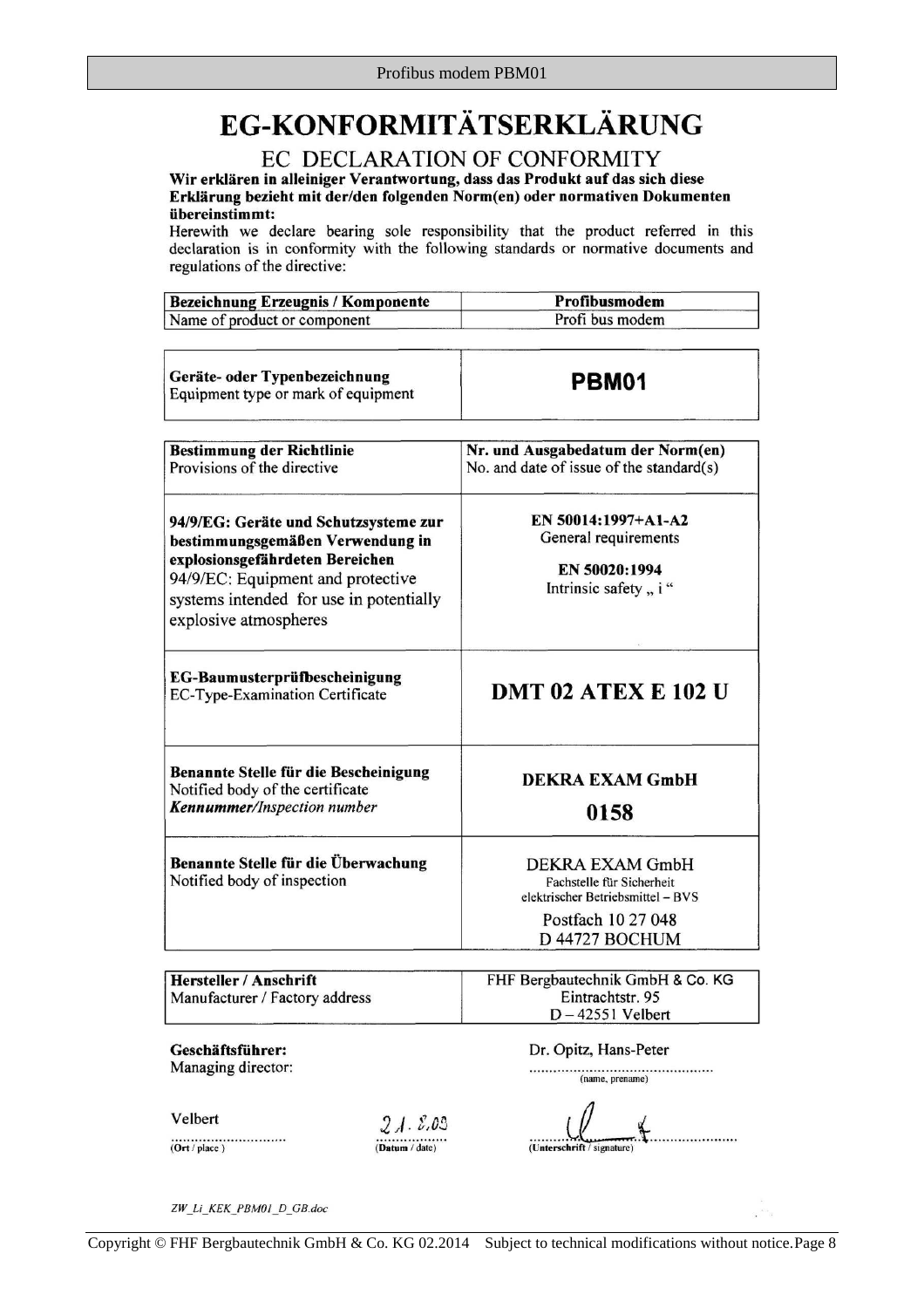# EG-KONFORMITÄTSERKLÄRUNG

## EC DECLARATION OF CONFORMITY

**Wir erklären in alleiniger Verantwortung, dass das Produkt auf das sich diese Erklärung bezieht mit der/den folgenden Norm(en) oder normativen Dokumenten übereinstimmt:**

Herewith we declare bearing sole responsibility that the product referred in this declaration is in conformity with the following standards or normative documents and regulations of the directive:

| | |
|---|---|
| **Bezeichnung Erzeugnis / Komponente**<br>Name of product or component | **Profibusmodem**<br>Profi bus modem |

| | |
|---|---|
| **Geräte- oder Typenbezeichnung**<br>Equipment type or mark of equipment | **PBM01** |

| **Bestimmung der Richtlinie**<br>Provisions of the directive | **Nr. und Ausgabedatum der Norm(en)**<br>No. and date of issue of the standard(s) |
|---|---|
| **94/9/EG: Geräte und Schutzsysteme zur bestimmungsgemäßen Verwendung in explosionsgefährdeten Bereichen**<br>94/9/EC: Equipment and protective systems intended for use in potentially explosive atmospheres | **EN 50014:1997+A1-A2**<br>General requirements<br>**EN 50020:1994**<br>Intrinsic safety „ i “ |
| **EG-Baumusterprüfbescheinigung**<br>EC-Type-Examination Certificate | **DMT 02 ATEX E 102 U** |
| **Benannte Stelle für die Bescheinigung**<br>Notified body of the certificate<br>***Kennummer**/Inspection number* | **DEKRA EXAM GmbH**<br>**0158** |
| **Benannte Stelle für die Überwachung**<br>Notified body of inspection | DEKRA EXAM GmbH<br>Fachstelle für Sicherheit elektrischer Betriebsmittel – BVS<br>Postfach 10 27 048<br>D 44727 BOCHUM |

| | |
|---|---|
| **Hersteller / Anschrift**<br>Manufacturer / Factory address | FHF Bergbautechnik GmbH & Co. KG<br>Eintrachtstr. 95<br>D – 42551 Velbert |

**Geschäftsführer:**
Managing director:

Dr. Opitz, Hans-Peter
(name, prename)

Velbert
(Ort / place)

21.8.03
(Datum / date)

(Unterschrift / signature)

*ZW_Li_KEK_PBM01_D_GB.doc*

Copyright © FHF Bergbautechnik GmbH & Co. KG 02.2014 Subject to technical modifications without notice.